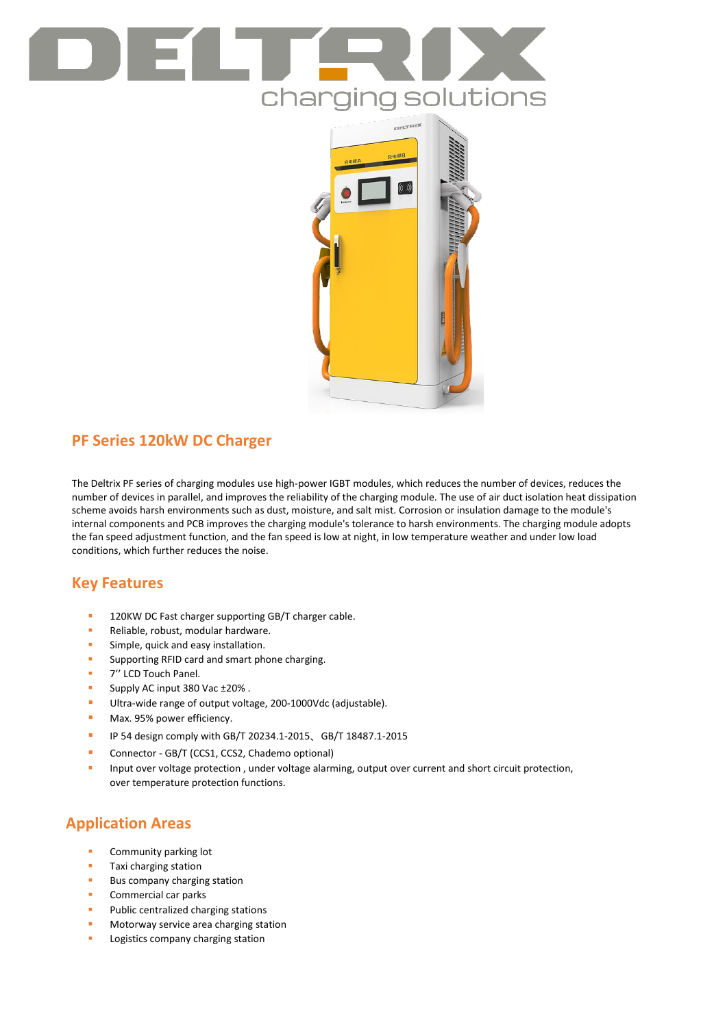# DELTRIX

charging solutions

## PF Series 120kW DC Charger

The Deltrix PF series of charging modules use high-power IGBT modules, which reduces the number of devices, reduces the number of devices in parallel, and improves the reliability of the charging module. The use of air duct isolation heat dissipation scheme avoids harsh environments such as dust, moisture, and salt mist. Corrosion or insulation damage to the module's internal components and PCB improves the charging module's tolerance to harsh environments. The charging module adopts the fan speed adjustment function, and the fan speed is low at night, in low temperature weather and under low load conditions, which further reduces the noise.

## Key Features

- 120KW DC Fast charger supporting GB/T charger cable.
- Reliable, robust, modular hardware.
- Simple, quick and easy installation.
- Supporting RFID card and smart phone charging.
- 7'' LCD Touch Panel.
- Supply AC input 380 Vac ±20% .
- Ultra-wide range of output voltage, 200-1000Vdc (adjustable).
- Max. 95% power efficiency.
- IP 54 design comply with GB/T 20234.1-2015、GB/T 18487.1-2015
- Connector - GB/T (CCS1, CCS2, Chademo optional)
- Input over voltage protection , under voltage alarming, output over current and short circuit protection, over temperature protection functions.

## Application Areas

- Community parking lot
- Taxi charging station
- Bus company charging station
- Commercial car parks
- Public centralized charging stations
- Motorway service area charging station
- Logistics company charging station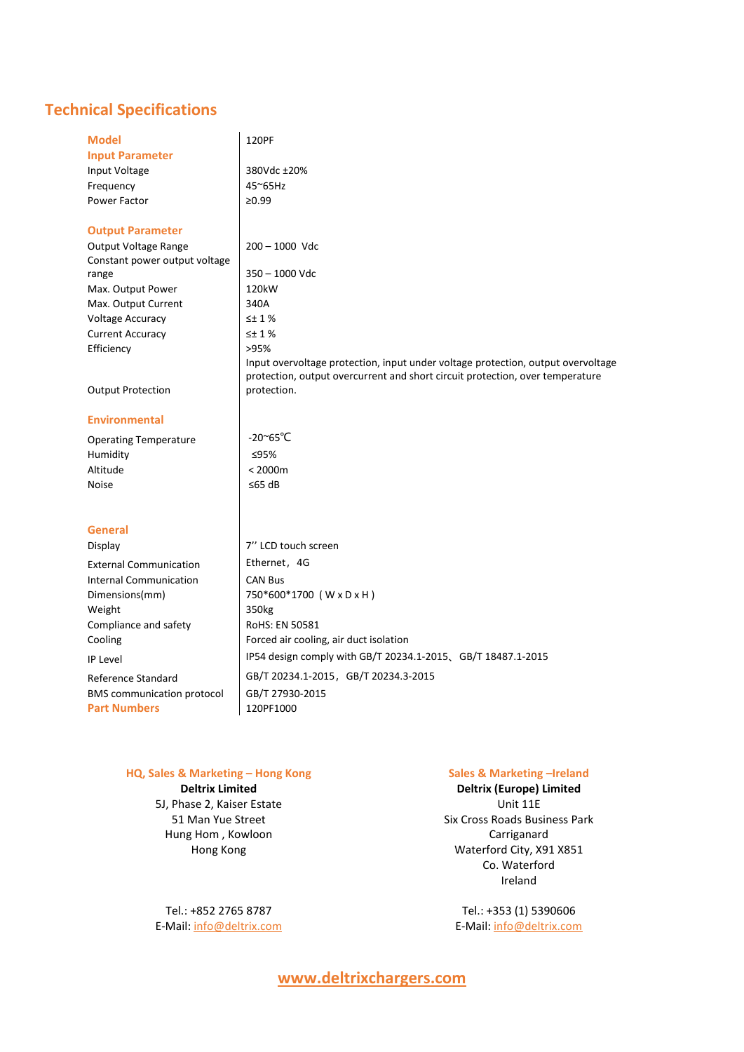## Technical Specifications

| | |
|---|---|
| **Model** | 120PF |
| **Input Parameter** | |
| Input Voltage | 380Vdc ±20% |
| Frequency | 45~65Hz |
| Power Factor | ≥0.99 |
| **Output Parameter** | |
| Output Voltage Range | 200 – 1000 Vdc |
| Constant power output voltage range | 350 – 1000 Vdc |
| Max. Output Power | 120kW |
| Max. Output Current | 340A |
| Voltage Accuracy | ≤± 1 % |
| Current Accuracy | ≤± 1 % |
| Efficiency | >95% |
| Output Protection | Input overvoltage protection, input under voltage protection, output overvoltage protection, output overcurrent and short circuit protection, over temperature protection. |
| **Environmental** | |
| Operating Temperature | -20~65℃ |
| Humidity | ≤95% |
| Altitude | < 2000m |
| Noise | ≤65 dB |
| **General** | |
| Display | 7'' LCD touch screen |
| External Communication | Ethernet，4G |
| Internal Communication | CAN Bus |
| Dimensions(mm) | 750*600*1700 ( W x D x H ) |
| Weight | 350kg |
| Compliance and safety | RoHS: EN 50581 |
| Cooling | Forced air cooling, air duct isolation |
| IP Level | IP54 design comply with GB/T 20234.1-2015、GB/T 18487.1-2015 |
| Reference Standard | GB/T 20234.1-2015，GB/T 20234.3-2015 |
| BMS communication protocol | GB/T 27930-2015 |
| **Part Numbers** | 120PF1000 |

**HQ, Sales & Marketing – Hong Kong**

**Deltrix Limited**
5J, Phase 2, Kaiser Estate
51 Man Yue Street
Hung Hom , Kowloon
Hong Kong

Tel.: +852 2765 8787
E-Mail: info@deltrix.com

**Sales & Marketing –Ireland**

**Deltrix (Europe) Limited**
Unit 11E
Six Cross Roads Business Park
Carriganard
Waterford City, X91 X851
Co. Waterford
Ireland

Tel.: +353 (1) 5390606
E-Mail: info@deltrix.com

**www.deltrixchargers.com**